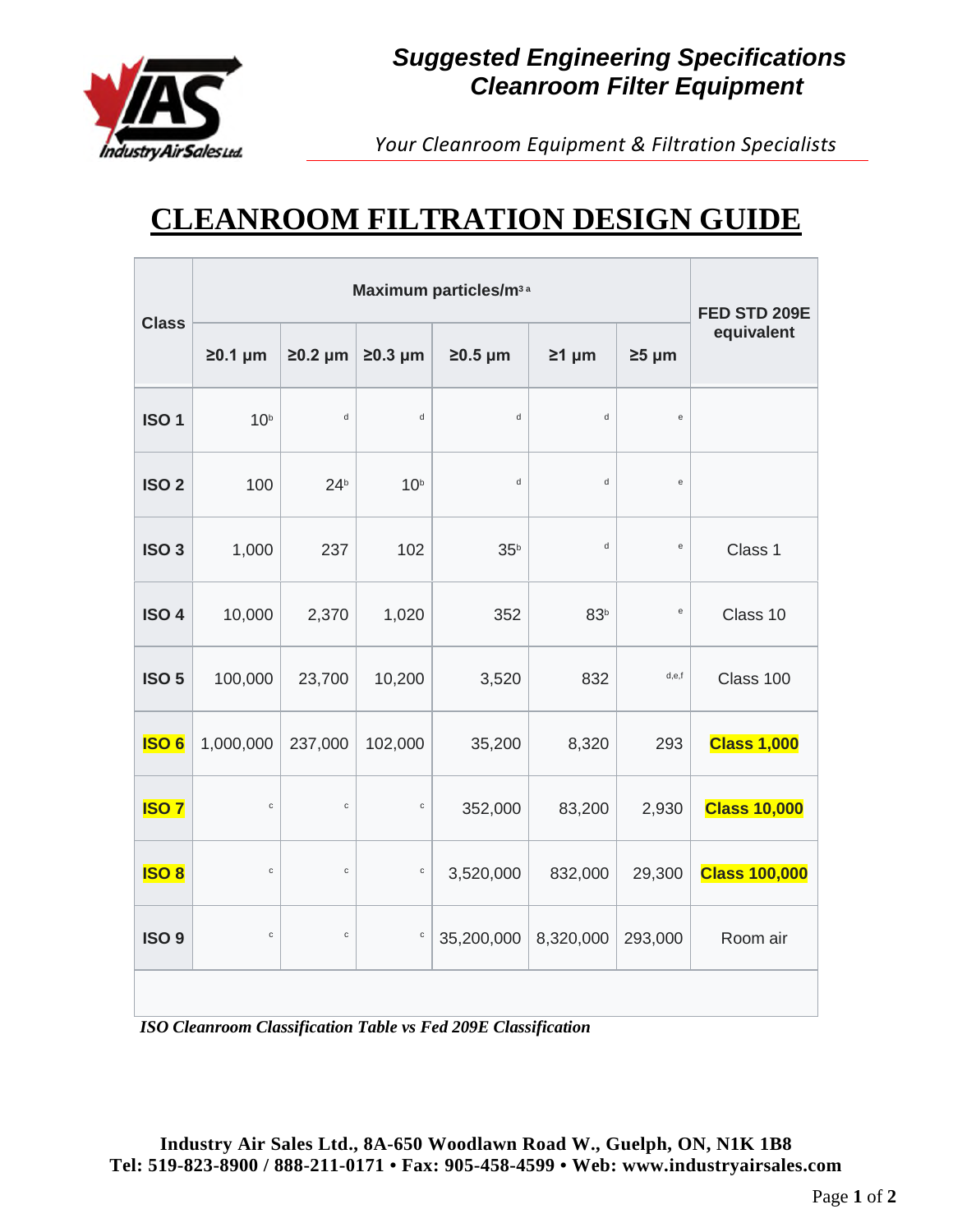**Suggested Engineering Specifications**
**Cleanroom Filter Equipment**

*Your Cleanroom Equipment & Filtration Specialists*

# CLEANROOM FILTRATION DESIGN GUIDE

| Class | Maximum particles/m³ [a] | | | | | | FED STD 209E equivalent |
|---|---|---|---|---|---|---|---|
| | ≥0.1 µm | ≥0.2 µm | ≥0.3 µm | ≥0.5 µm | ≥1 µm | ≥5 µm | |
| ISO 1 | 10 [b] | [d] | [d] | [d] | [d] | [e] | |
| ISO 2 | 100 | 24 [b] | 10 [b] | [d] | [d] | [e] | |
| ISO 3 | 1,000 | 237 | 102 | 35 [b] | [d] | [e] | Class 1 |
| ISO 4 | 10,000 | 2,370 | 1,020 | 352 | 83 [b] | [e] | Class 10 |
| ISO 5 | 100,000 | 23,700 | 10,200 | 3,520 | 832 | [d,e,f] | Class 100 |
| **ISO 6** | 1,000,000 | 237,000 | 102,000 | 35,200 | 8,320 | 293 | **Class 1,000** |
| **ISO 7** | [c] | [c] | [c] | 352,000 | 83,200 | 2,930 | **Class 10,000** |
| **ISO 8** | [c] | [c] | [c] | 3,520,000 | 832,000 | 29,300 | **Class 100,000** |
| ISO 9 | [c] | [c] | [c] | 35,200,000 | 8,320,000 | 293,000 | Room air |

***ISO Cleanroom Classification Table vs Fed 209E Classification***

**Industry Air Sales Ltd., 8A-650 Woodlawn Road W., Guelph, ON, N1K 1B8**
**Tel: 519-823-8900 / 888-211-0171 • Fax: 905-458-4599 • Web: www.industryairsales.com**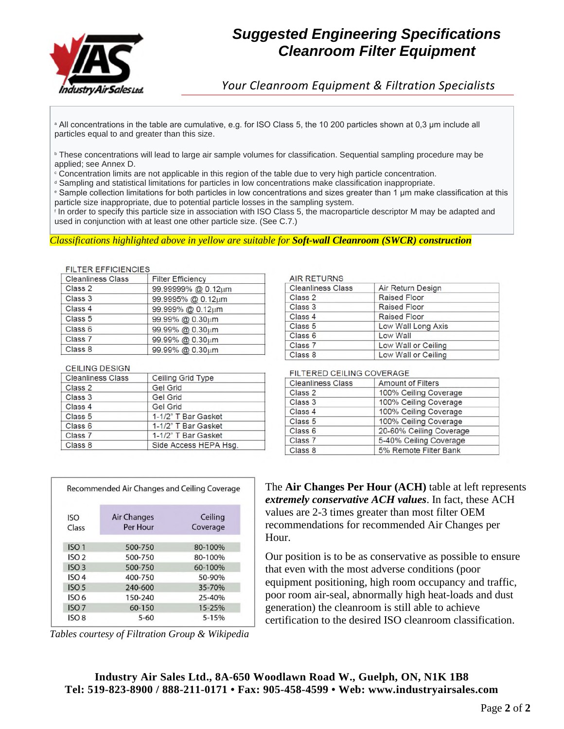# Suggested Engineering Specifications
# Cleanroom Filter Equipment

*Your Cleanroom Equipment & Filtration Specialists*

[a] All concentrations in the table are cumulative, e.g. for ISO Class 5, the 10 200 particles shown at 0,3 µm include all particles equal to and greater than this size.

[b] These concentrations will lead to large air sample volumes for classification. Sequential sampling procedure may be applied; see Annex D.

[c] Concentration limits are not applicable in this region of the table due to very high particle concentration.

[d] Sampling and statistical limitations for particles in low concentrations make classification inappropriate.

[e] Sample collection limitations for both particles in low concentrations and sizes greater than 1 µm make classification at this particle size inappropriate, due to potential particle losses in the sampling system.

[f] In order to specify this particle size in association with ISO Class 5, the macroparticle descriptor M may be adapted and used in conjunction with at least one other particle size. (See C.7.)

*Classifications highlighted above in yellow are suitable for **Soft-wall Cleanroom (SWCR) construction***

FILTER EFFICIENCIES

| Cleanliness Class | Filter Efficiency |
|---|---|
| Class 2 | 99.99999% @ 0.12µm |
| Class 3 | 99.9995% @ 0.12µm |
| Class 4 | 99.999% @ 0.12µm |
| Class 5 | 99.99% @ 0.30µm |
| Class 6 | 99.99% @ 0.30µm |
| Class 7 | 99.99% @ 0.30µm |
| Class 8 | 99.99% @ 0.30µm |

CEILING DESIGN

| Cleanliness Class | Ceiling Grid Type |
|---|---|
| Class 2 | Gel Grid |
| Class 3 | Gel Grid |
| Class 4 | Gel Grid |
| Class 5 | 1-1/2" T Bar Gasket |
| Class 6 | 1-1/2" T Bar Gasket |
| Class 7 | 1-1/2" T Bar Gasket |
| Class 8 | Side Access HEPA Hsg. |

AIR RETURNS

| Cleanliness Class | Air Return Design |
|---|---|
| Class 2 | Raised Floor |
| Class 3 | Raised Floor |
| Class 4 | Raised Floor |
| Class 5 | Low Wall Long Axis |
| Class 6 | Low Wall |
| Class 7 | Low Wall or Ceiling |
| Class 8 | Low Wall or Ceiling |

FILTERED CEILING COVERAGE

| Cleanliness Class | Amount of Filters |
|---|---|
| Class 2 | 100% Ceiling Coverage |
| Class 3 | 100% Ceiling Coverage |
| Class 4 | 100% Ceiling Coverage |
| Class 5 | 100% Ceiling Coverage |
| Class 6 | 20-60% Ceiling Coverage |
| Class 7 | 5-40% Ceiling Coverage |
| Class 8 | 5% Remote Filter Bank |

Recommended Air Changes and Ceiling Coverage

| ISO Class | Air Changes Per Hour | Ceiling Coverage |
|---|---|---|
| ISO 1 | 500-750 | 80-100% |
| ISO 2 | 500-750 | 80-100% |
| ISO 3 | 500-750 | 60-100% |
| ISO 4 | 400-750 | 50-90% |
| ISO 5 | 240-600 | 35-70% |
| ISO 6 | 150-240 | 25-40% |
| ISO 7 | 60-150 | 15-25% |
| ISO 8 | 5-60 | 5-15% |

*Tables courtesy of Filtration Group & Wikipedia*

The **Air Changes Per Hour (ACH)** table at left represents ***extremely conservative ACH values***. In fact, these ACH values are 2-3 times greater than most filter OEM recommendations for recommended Air Changes per Hour.

Our position is to be as conservative as possible to ensure that even with the most adverse conditions (poor equipment positioning, high room occupancy and traffic, poor room air-seal, abnormally high heat-loads and dust generation) the cleanroom is still able to achieve certification to the desired ISO cleanroom classification.

**Industry Air Sales Ltd., 8A-650 Woodlawn Road W., Guelph, ON, N1K 1B8**
**Tel: 519-823-8900 / 888-211-0171 • Fax: 905-458-4599 • Web: www.industryairsales.com**